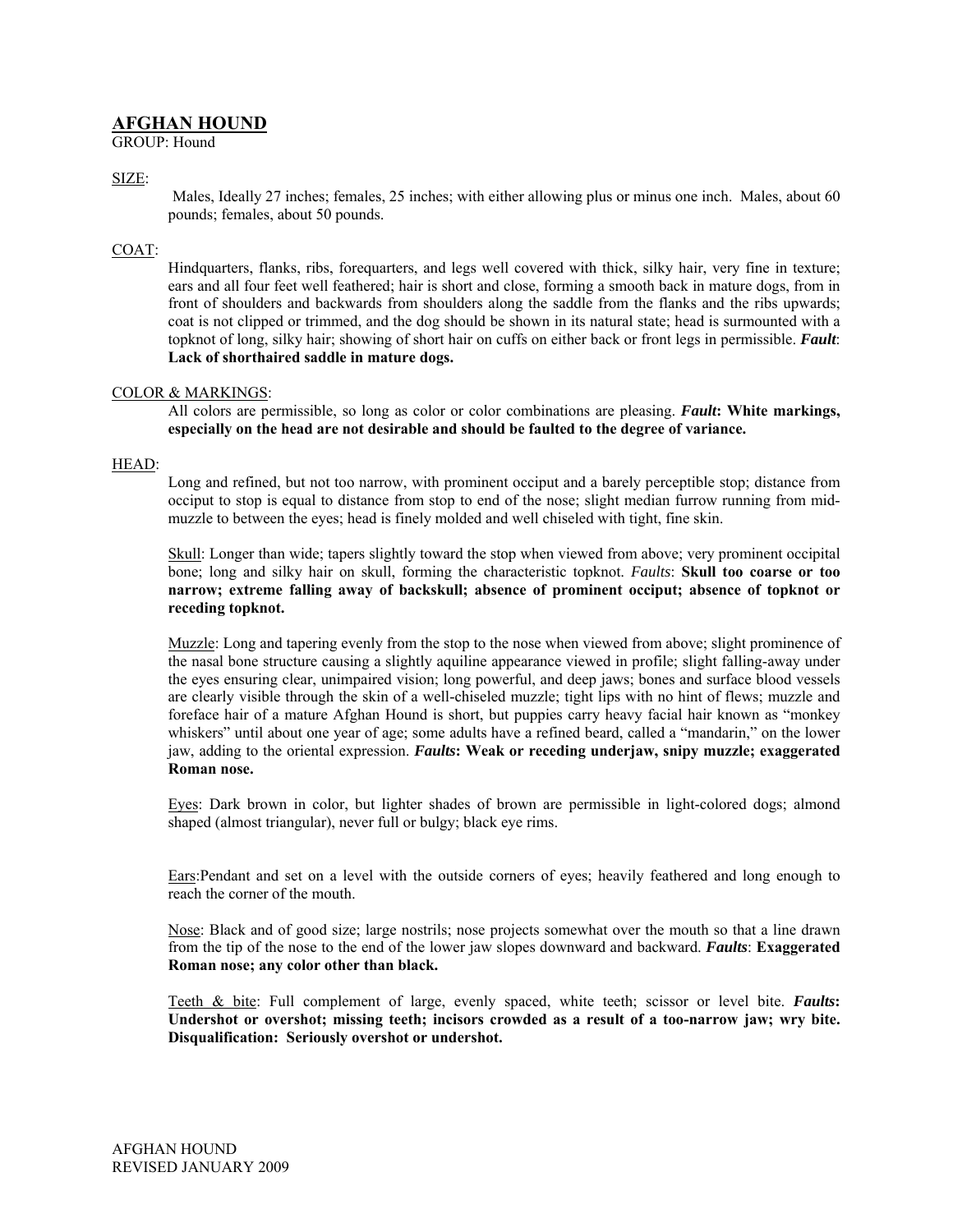# AFGHAN HOUND

GROUP: Hound

SIZE:

Males, Ideally 27 inches; females, 25 inches; with either allowing plus or minus one inch. Males, about 60 pounds; females, about 50 pounds.

COAT:

Hindquarters, flanks, ribs, forequarters, and legs well covered with thick, silky hair, very fine in texture; ears and all four feet well feathered; hair is short and close, forming a smooth back in mature dogs, from in front of shoulders and backwards from shoulders along the saddle from the flanks and the ribs upwards; coat is not clipped or trimmed, and the dog should be shown in its natural state; head is surmounted with a topknot of long, silky hair; showing of short hair on cuffs on either back or front legs in permissible. ***Fault***: **Lack of shorthaired saddle in mature dogs.**

COLOR & MARKINGS:

All colors are permissible, so long as color or color combinations are pleasing. ***Fault*****: White markings, especially on the head are not desirable and should be faulted to the degree of variance.**

HEAD:

Long and refined, but not too narrow, with prominent occiput and a barely perceptible stop; distance from occiput to stop is equal to distance from stop to end of the nose; slight median furrow running from mid-muzzle to between the eyes; head is finely molded and well chiseled with tight, fine skin.

Skull: Longer than wide; tapers slightly toward the stop when viewed from above; very prominent occipital bone; long and silky hair on skull, forming the characteristic topknot. *Faults*: **Skull too coarse or too narrow; extreme falling away of backskull; absence of prominent occiput; absence of topknot or receding topknot.**

Muzzle: Long and tapering evenly from the stop to the nose when viewed from above; slight prominence of the nasal bone structure causing a slightly aquiline appearance viewed in profile; slight falling-away under the eyes ensuring clear, unimpaired vision; long powerful, and deep jaws; bones and surface blood vessels are clearly visible through the skin of a well-chiseled muzzle; tight lips with no hint of flews; muzzle and foreface hair of a mature Afghan Hound is short, but puppies carry heavy facial hair known as "monkey whiskers" until about one year of age; some adults have a refined beard, called a "mandarin," on the lower jaw, adding to the oriental expression. ***Faults*****: Weak or receding underjaw, snipy muzzle; exaggerated Roman nose.**

Eyes: Dark brown in color, but lighter shades of brown are permissible in light-colored dogs; almond shaped (almost triangular), never full or bulgy; black eye rims.

Ears:Pendant and set on a level with the outside corners of eyes; heavily feathered and long enough to reach the corner of the mouth.

Nose: Black and of good size; large nostrils; nose projects somewhat over the mouth so that a line drawn from the tip of the nose to the end of the lower jaw slopes downward and backward. ***Faults***: **Exaggerated Roman nose; any color other than black.**

Teeth & bite: Full complement of large, evenly spaced, white teeth; scissor or level bite. ***Faults*****: Undershot or overshot; missing teeth; incisors crowded as a result of a too-narrow jaw; wry bite. Disqualification: Seriously overshot or undershot.**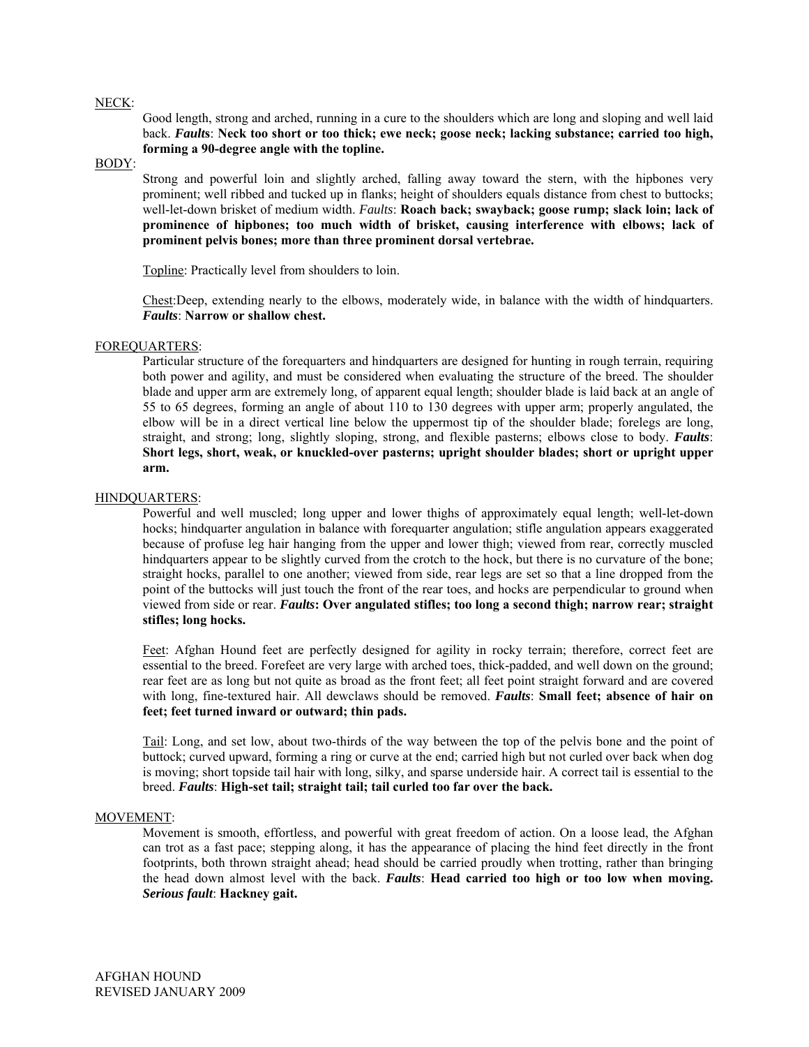NECK:

Good length, strong and arched, running in a cure to the shoulders which are long and sloping and well laid back. ***Faults***: **Neck too short or too thick; ewe neck; goose neck; lacking substance; carried too high, forming a 90-degree angle with the topline.**

BODY:

Strong and powerful loin and slightly arched, falling away toward the stern, with the hipbones very prominent; well ribbed and tucked up in flanks; height of shoulders equals distance from chest to buttocks; well-let-down brisket of medium width. *Faults*: **Roach back; swayback; goose rump; slack loin; lack of prominence of hipbones; too much width of brisket, causing interference with elbows; lack of prominent pelvis bones; more than three prominent dorsal vertebrae.**

Topline: Practically level from shoulders to loin.

Chest:Deep, extending nearly to the elbows, moderately wide, in balance with the width of hindquarters. ***Faults***: **Narrow or shallow chest.**

FOREQUARTERS:

Particular structure of the forequarters and hindquarters are designed for hunting in rough terrain, requiring both power and agility, and must be considered when evaluating the structure of the breed. The shoulder blade and upper arm are extremely long, of apparent equal length; shoulder blade is laid back at an angle of 55 to 65 degrees, forming an angle of about 110 to 130 degrees with upper arm; properly angulated, the elbow will be in a direct vertical line below the uppermost tip of the shoulder blade; forelegs are long, straight, and strong; long, slightly sloping, strong, and flexible pasterns; elbows close to body. ***Faults***: **Short legs, short, weak, or knuckled-over pasterns; upright shoulder blades; short or upright upper arm.**

HINDQUARTERS:

Powerful and well muscled; long upper and lower thighs of approximately equal length; well-let-down hocks; hindquarter angulation in balance with forequarter angulation; stifle angulation appears exaggerated because of profuse leg hair hanging from the upper and lower thigh; viewed from rear, correctly muscled hindquarters appear to be slightly curved from the crotch to the hock, but there is no curvature of the bone; straight hocks, parallel to one another; viewed from side, rear legs are set so that a line dropped from the point of the buttocks will just touch the front of the rear toes, and hocks are perpendicular to ground when viewed from side or rear. ***Faults*: Over angulated stifles; too long a second thigh; narrow rear; straight stifles; long hocks.**

Feet: Afghan Hound feet are perfectly designed for agility in rocky terrain; therefore, correct feet are essential to the breed. Forefeet are very large with arched toes, thick-padded, and well down on the ground; rear feet are as long but not quite as broad as the front feet; all feet point straight forward and are covered with long, fine-textured hair. All dewclaws should be removed. ***Faults***: **Small feet; absence of hair on feet; feet turned inward or outward; thin pads.**

Tail: Long, and set low, about two-thirds of the way between the top of the pelvis bone and the point of buttock; curved upward, forming a ring or curve at the end; carried high but not curled over back when dog is moving; short topside tail hair with long, silky, and sparse underside hair. A correct tail is essential to the breed. ***Faults***: **High-set tail; straight tail; tail curled too far over the back.**

MOVEMENT:

Movement is smooth, effortless, and powerful with great freedom of action. On a loose lead, the Afghan can trot as a fast pace; stepping along, it has the appearance of placing the hind feet directly in the front footprints, both thrown straight ahead; head should be carried proudly when trotting, rather than bringing the head down almost level with the back. ***Faults***: **Head carried too high or too low when moving.** ***Serious fault***: **Hackney gait.**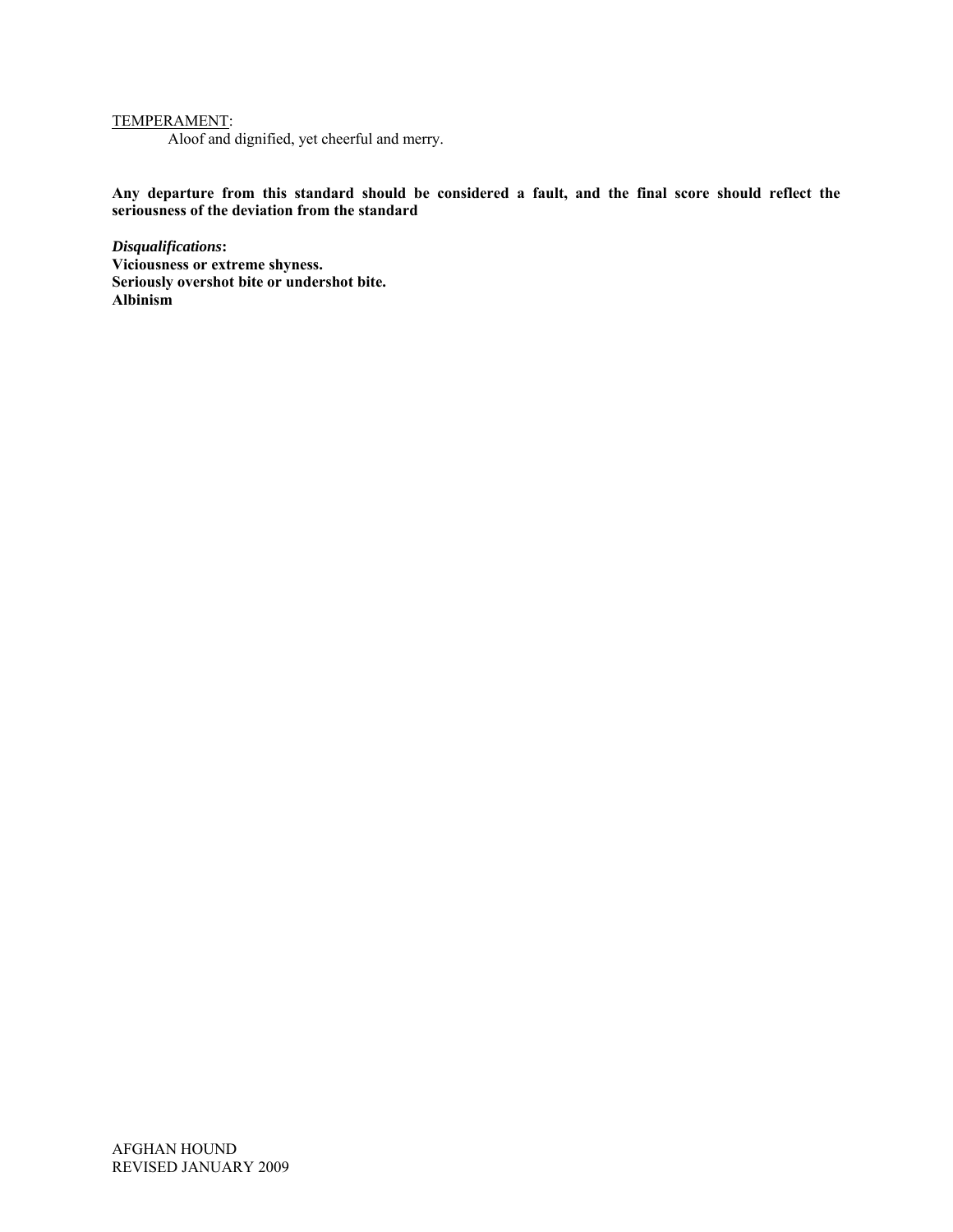TEMPERAMENT:

Aloof and dignified, yet cheerful and merry.

**Any departure from this standard should be considered a fault, and the final score should reflect the seriousness of the deviation from the standard**

***Disqualifications*:**

**Viciousness or extreme shyness.**
**Seriously overshot bite or undershot bite.**
**Albinism**